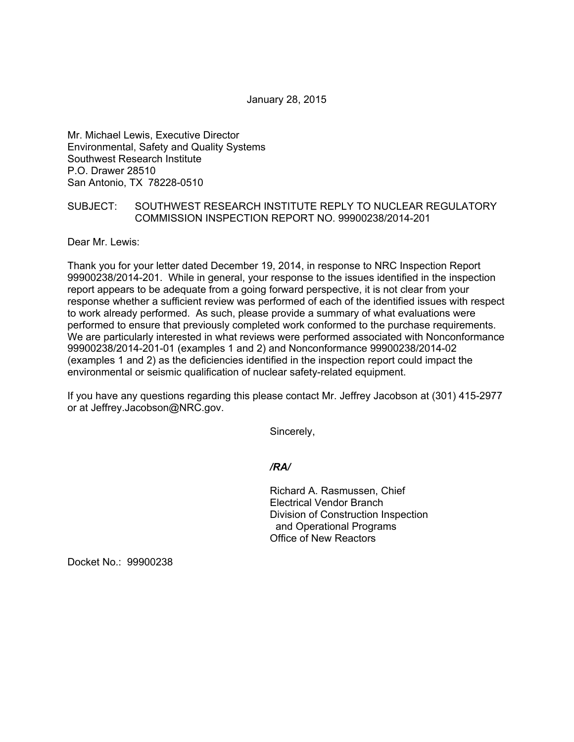January 28, 2015

Mr. Michael Lewis, Executive Director
Environmental, Safety and Quality Systems
Southwest Research Institute
P.O. Drawer 28510
San Antonio, TX 78228-0510

SUBJECT: SOUTHWEST RESEARCH INSTITUTE REPLY TO NUCLEAR REGULATORY COMMISSION INSPECTION REPORT NO. 99900238/2014-201

Dear Mr. Lewis:

Thank you for your letter dated December 19, 2014, in response to NRC Inspection Report 99900238/2014-201. While in general, your response to the issues identified in the inspection report appears to be adequate from a going forward perspective, it is not clear from your response whether a sufficient review was performed of each of the identified issues with respect to work already performed. As such, please provide a summary of what evaluations were performed to ensure that previously completed work conformed to the purchase requirements. We are particularly interested in what reviews were performed associated with Nonconformance 99900238/2014-201-01 (examples 1 and 2) and Nonconformance 99900238/2014-02 (examples 1 and 2) as the deficiencies identified in the inspection report could impact the environmental or seismic qualification of nuclear safety-related equipment.

If you have any questions regarding this please contact Mr. Jeffrey Jacobson at (301) 415-2977 or at Jeffrey.Jacobson@NRC.gov.

Sincerely,

*/RA/*

Richard A. Rasmussen, Chief
Electrical Vendor Branch
Division of Construction Inspection
and Operational Programs
Office of New Reactors

Docket No.: 99900238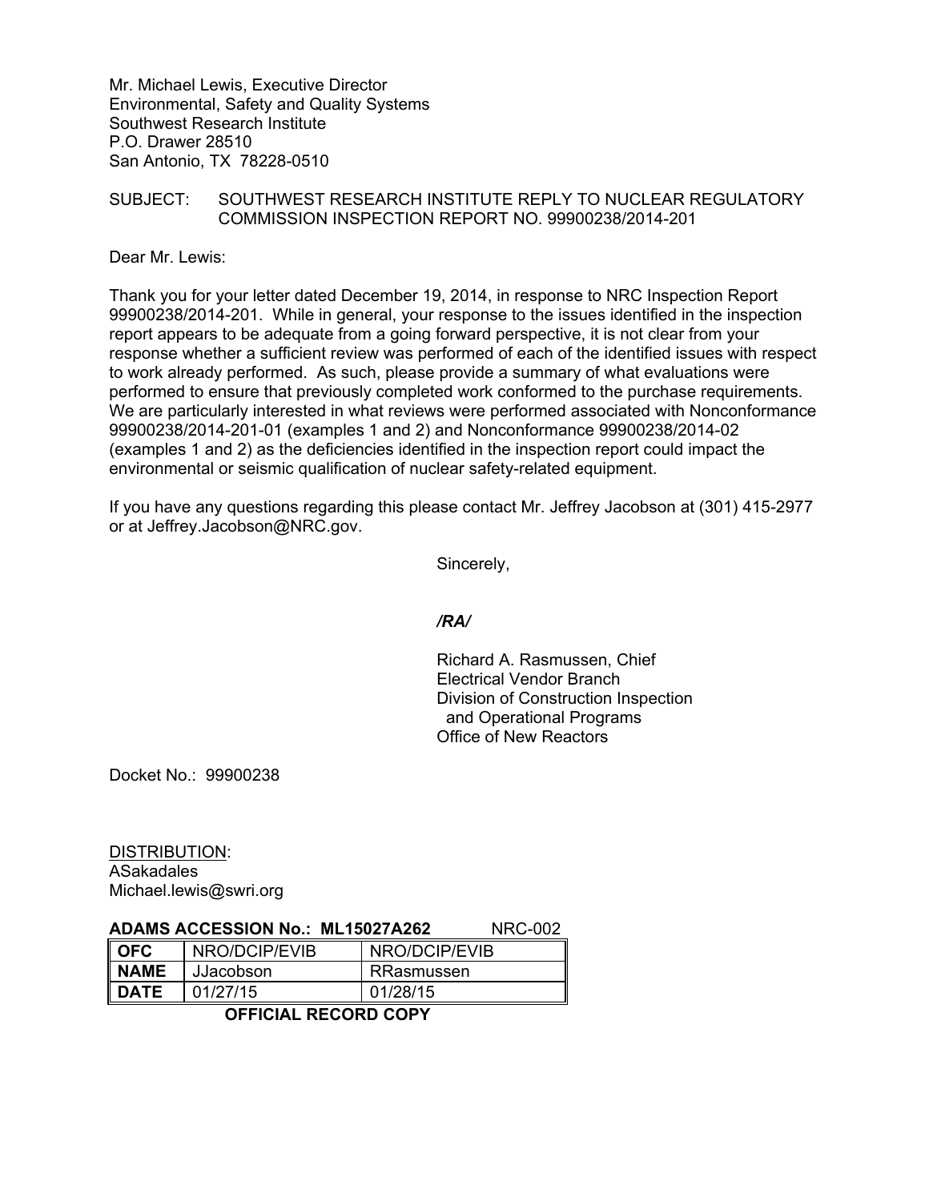Mr. Michael Lewis, Executive Director
Environmental, Safety and Quality Systems
Southwest Research Institute
P.O. Drawer 28510
San Antonio, TX 78228-0510

SUBJECT: SOUTHWEST RESEARCH INSTITUTE REPLY TO NUCLEAR REGULATORY COMMISSION INSPECTION REPORT NO. 99900238/2014-201

Dear Mr. Lewis:

Thank you for your letter dated December 19, 2014, in response to NRC Inspection Report 99900238/2014-201. While in general, your response to the issues identified in the inspection report appears to be adequate from a going forward perspective, it is not clear from your response whether a sufficient review was performed of each of the identified issues with respect to work already performed. As such, please provide a summary of what evaluations were performed to ensure that previously completed work conformed to the purchase requirements. We are particularly interested in what reviews were performed associated with Nonconformance 99900238/2014-201-01 (examples 1 and 2) and Nonconformance 99900238/2014-02 (examples 1 and 2) as the deficiencies identified in the inspection report could impact the environmental or seismic qualification of nuclear safety-related equipment.

If you have any questions regarding this please contact Mr. Jeffrey Jacobson at (301) 415-2977 or at Jeffrey.Jacobson@NRC.gov.

Sincerely,

*/RA/*

Richard A. Rasmussen, Chief
Electrical Vendor Branch
Division of Construction Inspection
and Operational Programs
Office of New Reactors

Docket No.: 99900238

DISTRIBUTION:
ASakadales
Michael.lewis@swri.org

**ADAMS ACCESSION No.: ML15027A262** NRC-002

| | | |
|---|---|---|
| **OFC** | NRO/DCIP/EVIB | NRO/DCIP/EVIB |
| **NAME** | JJacobson | RRasmussen |
| **DATE** | 01/27/15 | 01/28/15 |

**OFFICIAL RECORD COPY**